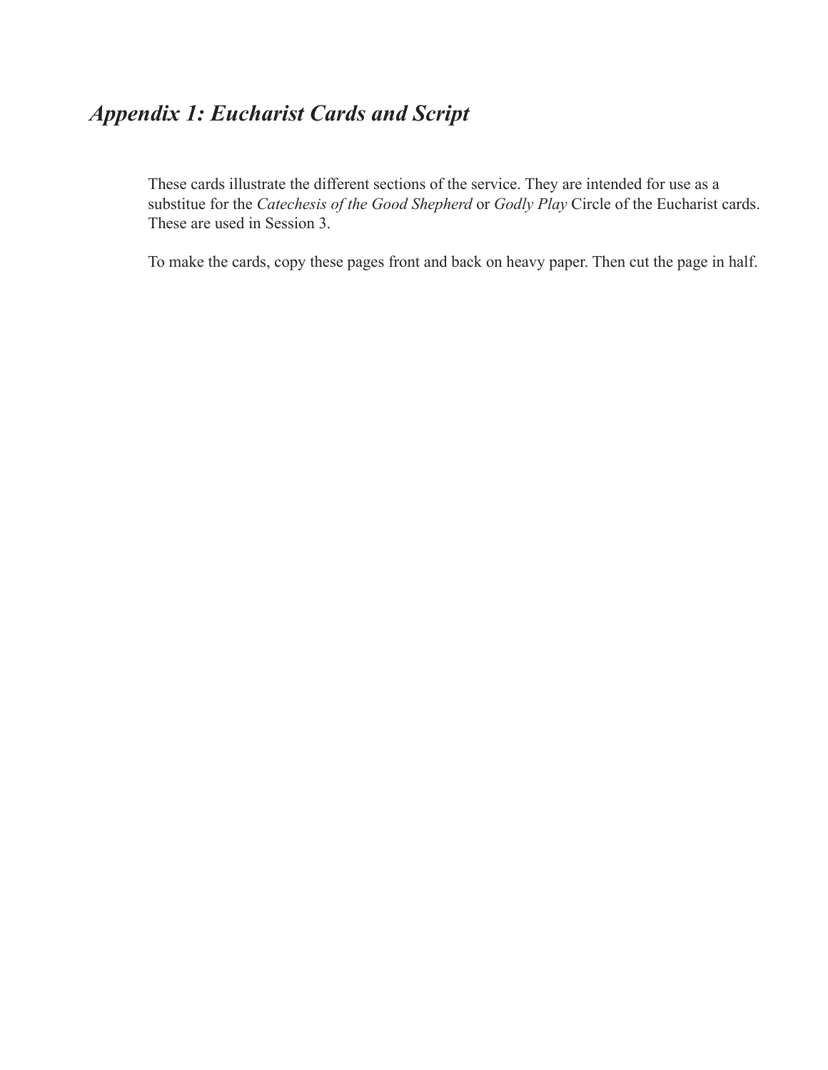# *Appendix 1: Eucharist Cards and Script*

These cards illustrate the different sections of the service. They are intended for use as a substitue for the *Catechesis of the Good Shepherd* or *Godly Play* Circle of the Eucharist cards. These are used in Session 3.

To make the cards, copy these pages front and back on heavy paper. Then cut the page in half.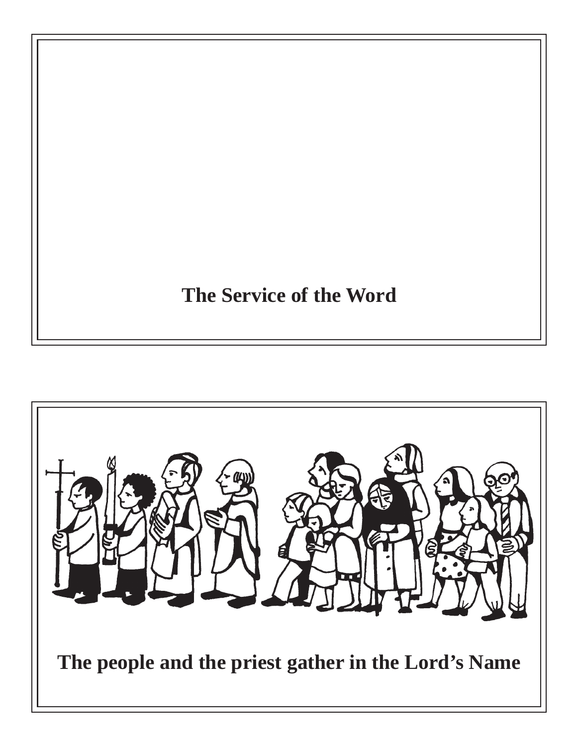**The Service of the Word**

**The people and the priest gather in the Lord's Name**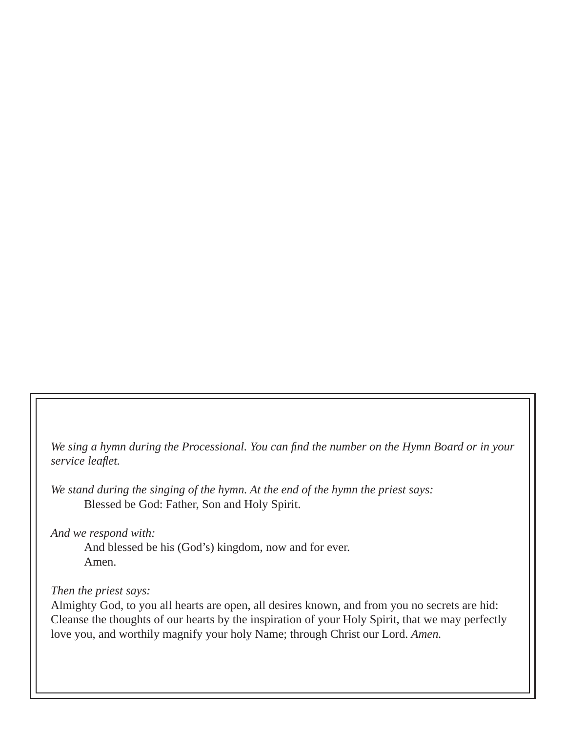*We sing a hymn during the Processional. You can find the number on the Hymn Board or in your service leaflet.*

*We stand during the singing of the hymn. At the end of the hymn the priest says:*

Blessed be God: Father, Son and Holy Spirit.

*And we respond with:*

And blessed be his (God's) kingdom, now and for ever.
Amen.

*Then the priest says:*

Almighty God, to you all hearts are open, all desires known, and from you no secrets are hid: Cleanse the thoughts of our hearts by the inspiration of your Holy Spirit, that we may perfectly love you, and worthily magnify your holy Name; through Christ our Lord. *Amen.*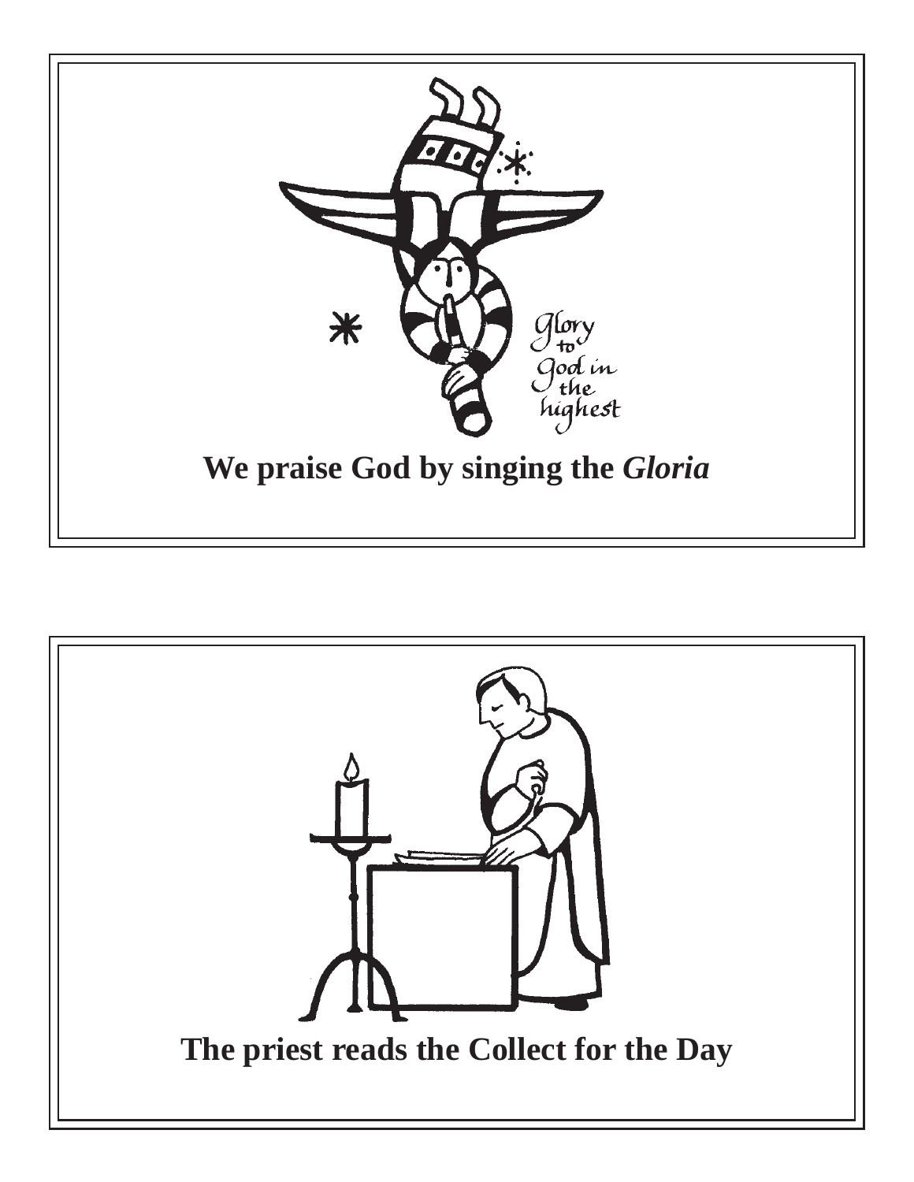Glory to God in the highest

**We praise God by singing the *Gloria***

**The priest reads the Collect for the Day**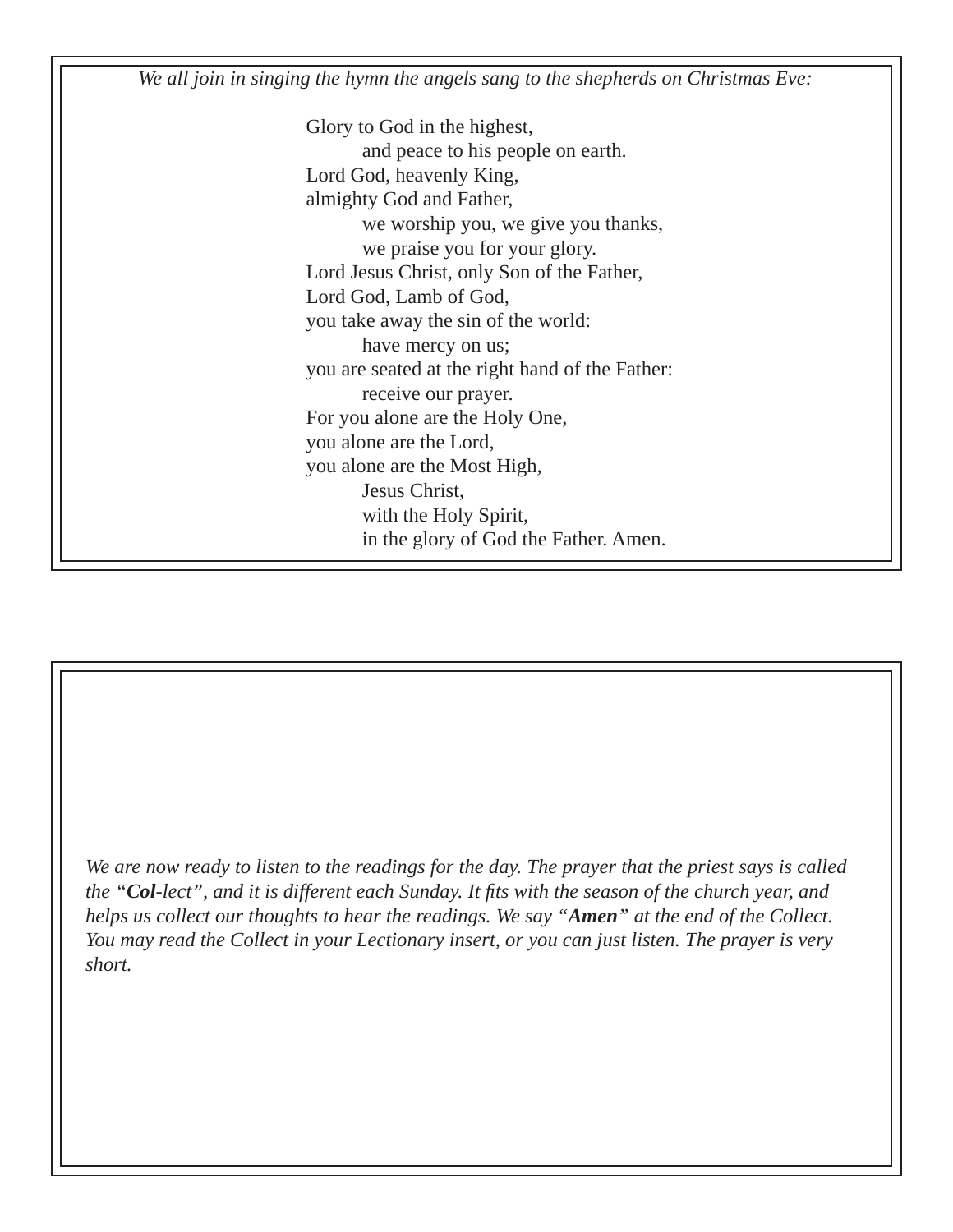*We all join in singing the hymn the angels sang to the shepherds on Christmas Eve:*

Glory to God in the highest,  
    and peace to his people on earth.  
Lord God, heavenly King,  
almighty God and Father,  
    we worship you, we give you thanks,  
    we praise you for your glory.  
Lord Jesus Christ, only Son of the Father,  
Lord God, Lamb of God,  
you take away the sin of the world:  
    have mercy on us;  
you are seated at the right hand of the Father:  
    receive our prayer.  
For you alone are the Holy One,  
you alone are the Lord,  
you alone are the Most High,  
    Jesus Christ,  
    with the Holy Spirit,  
    in the glory of God the Father. Amen.

*We are now ready to listen to the readings for the day. The prayer that the priest says is called the "**Col**-lect", and it is different each Sunday. It fits with the season of the church year, and helps us collect our thoughts to hear the readings. We say "**Amen**" at the end of the Collect. You may read the Collect in your Lectionary insert, or you can just listen. The prayer is very short.*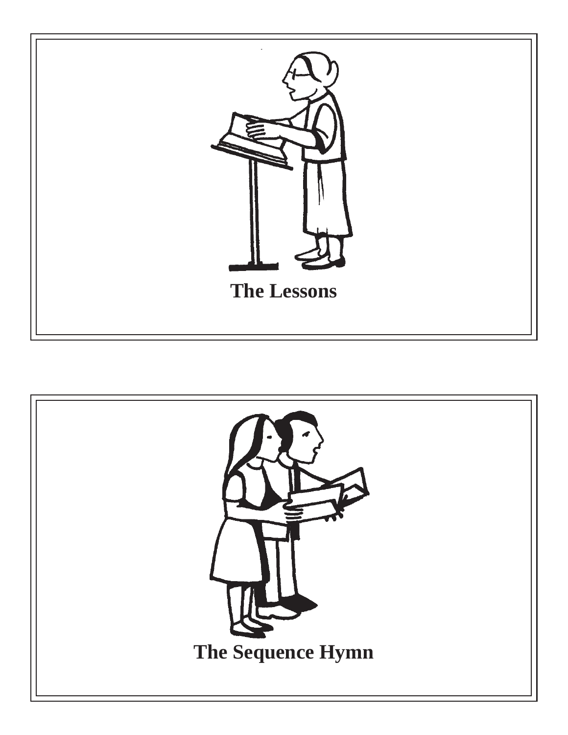**The Lessons**

**The Sequence Hymn**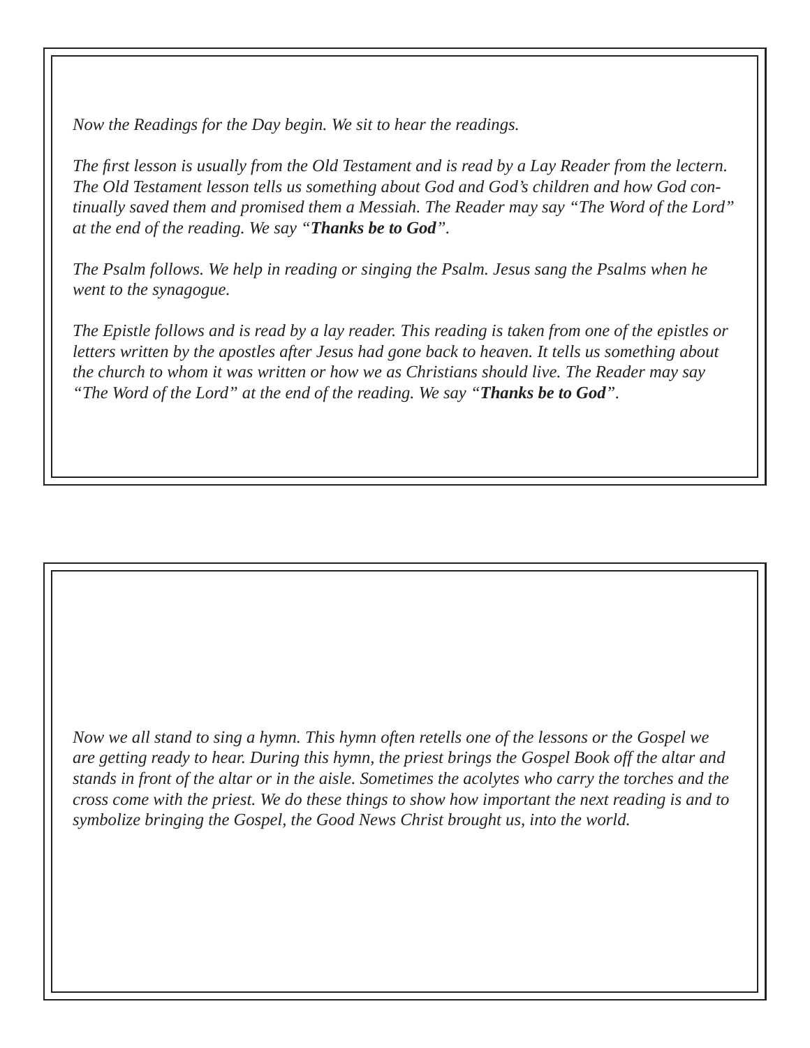*Now the Readings for the Day begin. We sit to hear the readings.*

*The first lesson is usually from the Old Testament and is read by a Lay Reader from the lectern. The Old Testament lesson tells us something about God and God's children and how God continually saved them and promised them a Messiah. The Reader may say "The Word of the Lord" at the end of the reading. We say "**Thanks be to God**".*

*The Psalm follows. We help in reading or singing the Psalm. Jesus sang the Psalms when he went to the synagogue.*

*The Epistle follows and is read by a lay reader. This reading is taken from one of the epistles or letters written by the apostles after Jesus had gone back to heaven. It tells us something about the church to whom it was written or how we as Christians should live. The Reader may say "The Word of the Lord" at the end of the reading. We say "**Thanks be to God**".*

*Now we all stand to sing a hymn. This hymn often retells one of the lessons or the Gospel we are getting ready to hear. During this hymn, the priest brings the Gospel Book off the altar and stands in front of the altar or in the aisle. Sometimes the acolytes who carry the torches and the cross come with the priest. We do these things to show how important the next reading is and to symbolize bringing the Gospel, the Good News Christ brought us, into the world.*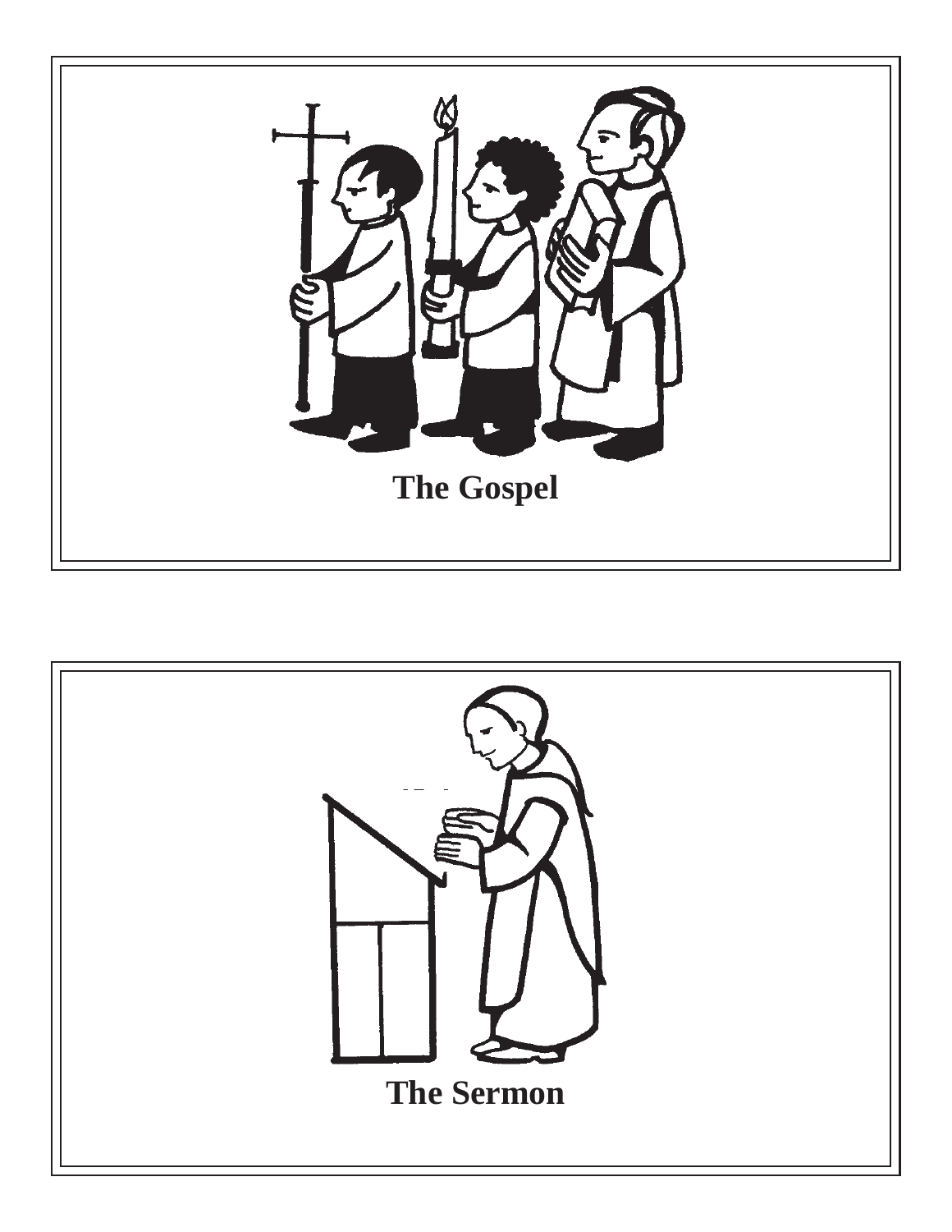**The Gospel**

**The Sermon**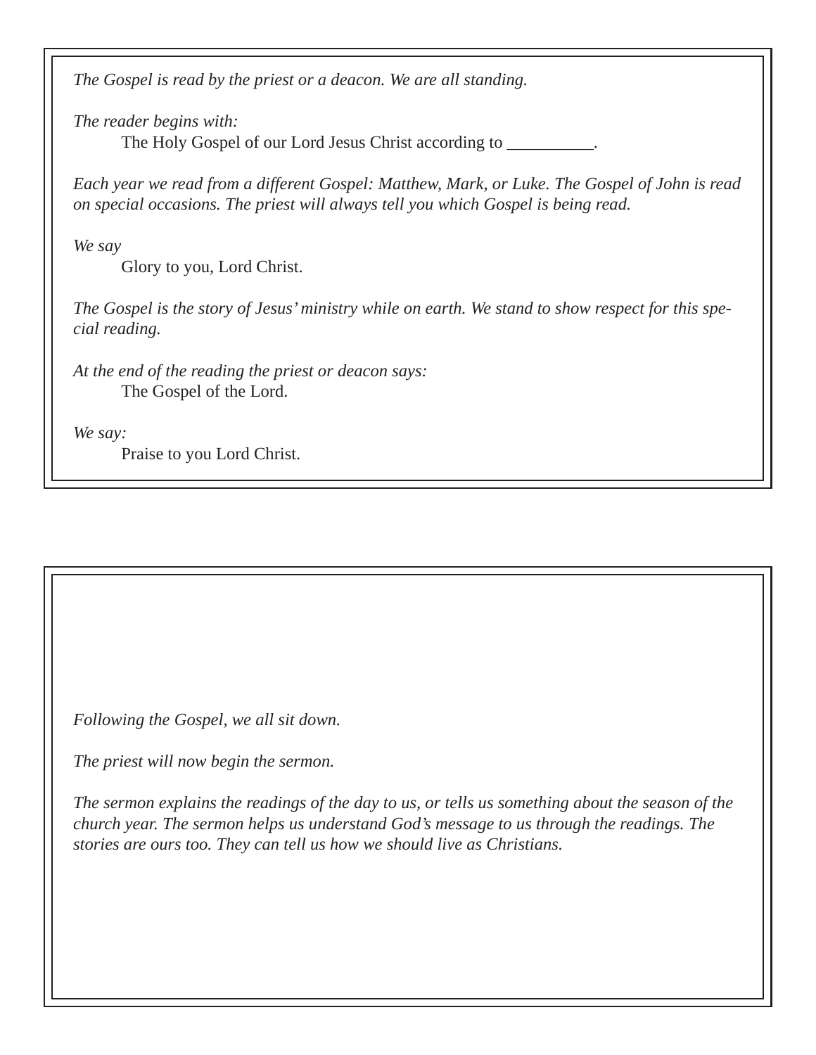*The Gospel is read by the priest or a deacon. We are all standing.*

*The reader begins with:*

The Holy Gospel of our Lord Jesus Christ according to __________.

*Each year we read from a different Gospel: Matthew, Mark, or Luke. The Gospel of John is read on special occasions. The priest will always tell you which Gospel is being read.*

*We say*

Glory to you, Lord Christ.

*The Gospel is the story of Jesus' ministry while on earth. We stand to show respect for this special reading.*

*At the end of the reading the priest or deacon says:*

The Gospel of the Lord.

*We say:*

Praise to you Lord Christ.

*Following the Gospel, we all sit down.*

*The priest will now begin the sermon.*

*The sermon explains the readings of the day to us, or tells us something about the season of the church year. The sermon helps us understand God's message to us through the readings. The stories are ours too. They can tell us how we should live as Christians.*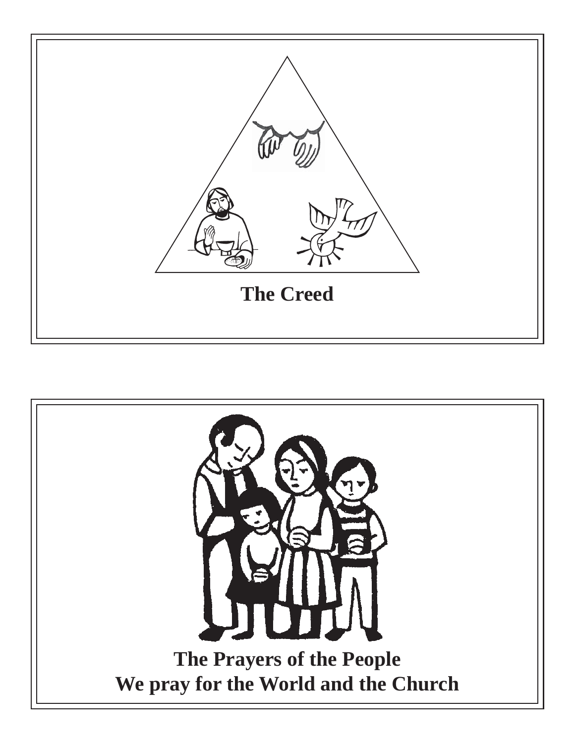**The Creed**

**The Prayers of the People**
**We pray for the World and the Church**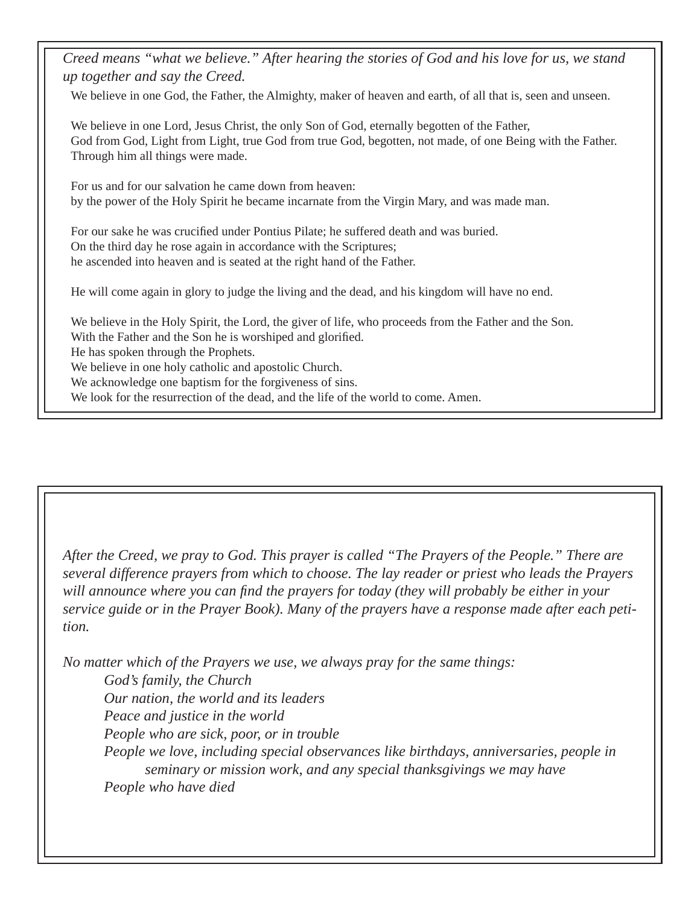*Creed means "what we believe." After hearing the stories of God and his love for us, we stand up together and say the Creed.*

We believe in one God, the Father, the Almighty, maker of heaven and earth, of all that is, seen and unseen.

We believe in one Lord, Jesus Christ, the only Son of God, eternally begotten of the Father,
God from God, Light from Light, true God from true God, begotten, not made, of one Being with the Father.
Through him all things were made.

For us and for our salvation he came down from heaven:
by the power of the Holy Spirit he became incarnate from the Virgin Mary, and was made man.

For our sake he was crucified under Pontius Pilate; he suffered death and was buried.
On the third day he rose again in accordance with the Scriptures;
he ascended into heaven and is seated at the right hand of the Father.

He will come again in glory to judge the living and the dead, and his kingdom will have no end.

We believe in the Holy Spirit, the Lord, the giver of life, who proceeds from the Father and the Son.
With the Father and the Son he is worshiped and glorified.
He has spoken through the Prophets.
We believe in one holy catholic and apostolic Church.
We acknowledge one baptism for the forgiveness of sins.
We look for the resurrection of the dead, and the life of the world to come. Amen.

*After the Creed, we pray to God. This prayer is called "The Prayers of the People." There are several difference prayers from which to choose. The lay reader or priest who leads the Prayers will announce where you can find the prayers for today (they will probably be either in your service guide or in the Prayer Book). Many of the prayers have a response made after each petition.*

*No matter which of the Prayers we use, we always pray for the same things:*

- *God's family, the Church*
- *Our nation, the world and its leaders*
- *Peace and justice in the world*
- *People who are sick, poor, or in trouble*
- *People we love, including special observances like birthdays, anniversaries, people in seminary or mission work, and any special thanksgivings we may have*
- *People who have died*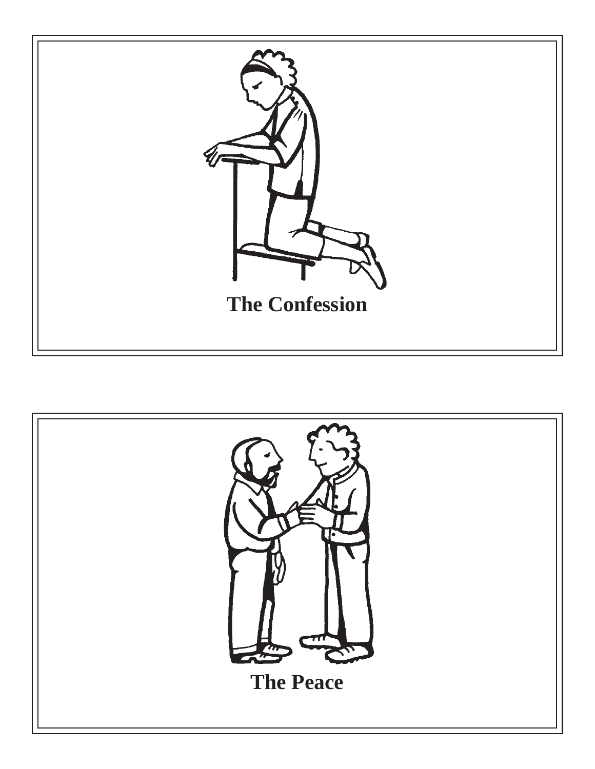**The Confession**

**The Peace**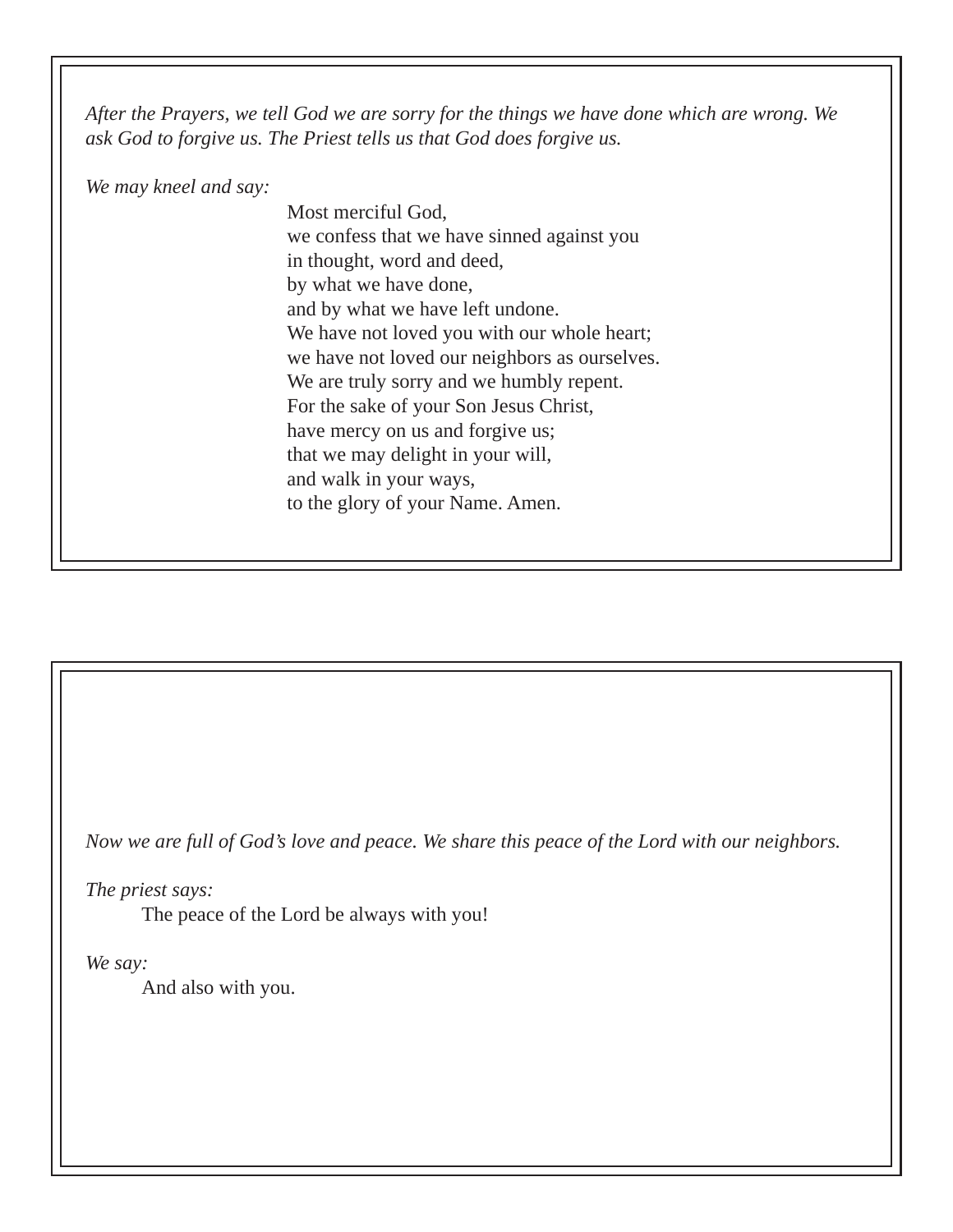*After the Prayers, we tell God we are sorry for the things we have done which are wrong. We ask God to forgive us. The Priest tells us that God does forgive us.*

*We may kneel and say:*

Most merciful God,
we confess that we have sinned against you
in thought, word and deed,
by what we have done,
and by what we have left undone.
We have not loved you with our whole heart;
we have not loved our neighbors as ourselves.
We are truly sorry and we humbly repent.
For the sake of your Son Jesus Christ,
have mercy on us and forgive us;
that we may delight in your will,
and walk in your ways,
to the glory of your Name. Amen.

*Now we are full of God's love and peace. We share this peace of the Lord with our neighbors.*

*The priest says:*

The peace of the Lord be always with you!

*We say:*

And also with you.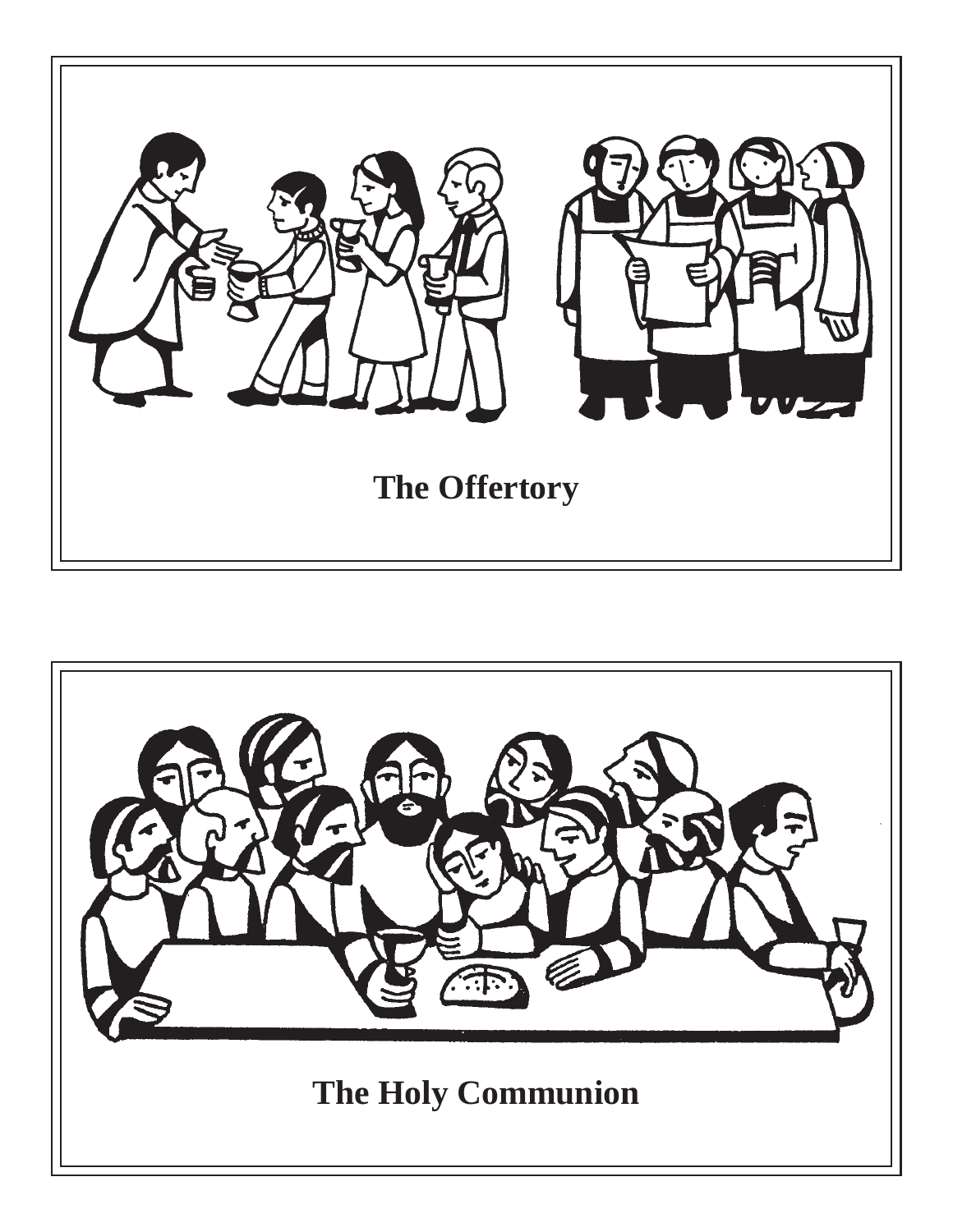The Offertory

The Holy Communion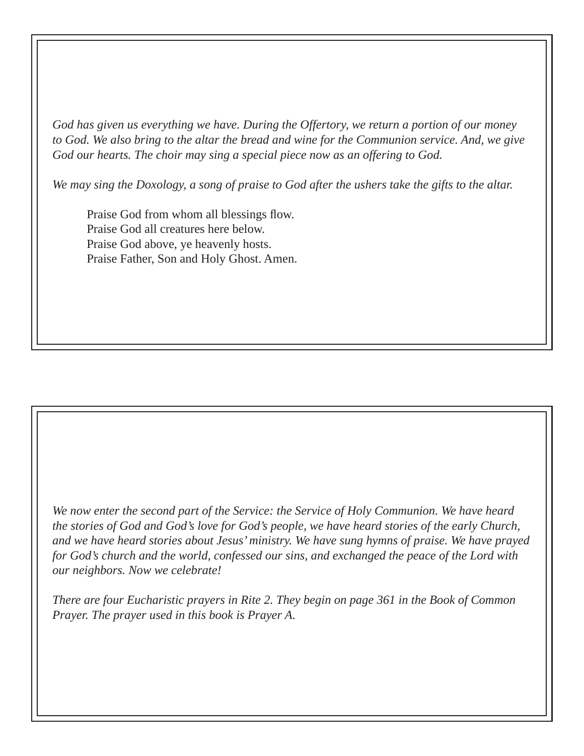*God has given us everything we have. During the Offertory, we return a portion of our money to God. We also bring to the altar the bread and wine for the Communion service. And, we give God our hearts. The choir may sing a special piece now as an offering to God.*

*We may sing the Doxology, a song of praise to God after the ushers take the gifts to the altar.*

> Praise God from whom all blessings flow.
> Praise God all creatures here below.
> Praise God above, ye heavenly hosts.
> Praise Father, Son and Holy Ghost. Amen.

*We now enter the second part of the Service: the Service of Holy Communion. We have heard the stories of God and God's love for God's people, we have heard stories of the early Church, and we have heard stories about Jesus' ministry. We have sung hymns of praise. We have prayed for God's church and the world, confessed our sins, and exchanged the peace of the Lord with our neighbors. Now we celebrate!*

*There are four Eucharistic prayers in Rite 2. They begin on page 361 in the Book of Common Prayer. The prayer used in this book is Prayer A.*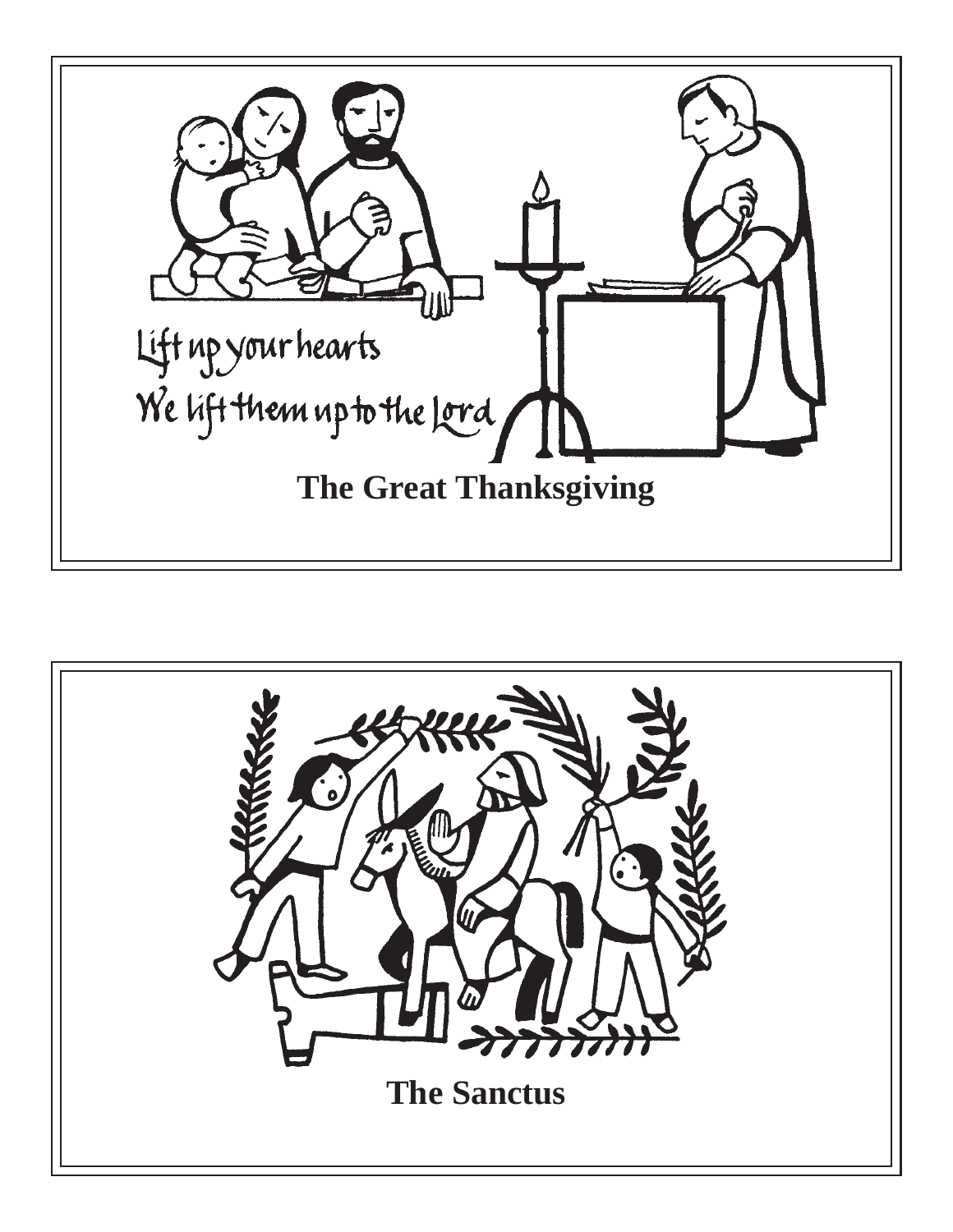Lift up your hearts
We lift them up to the Lord

**The Great Thanksgiving**

**The Sanctus**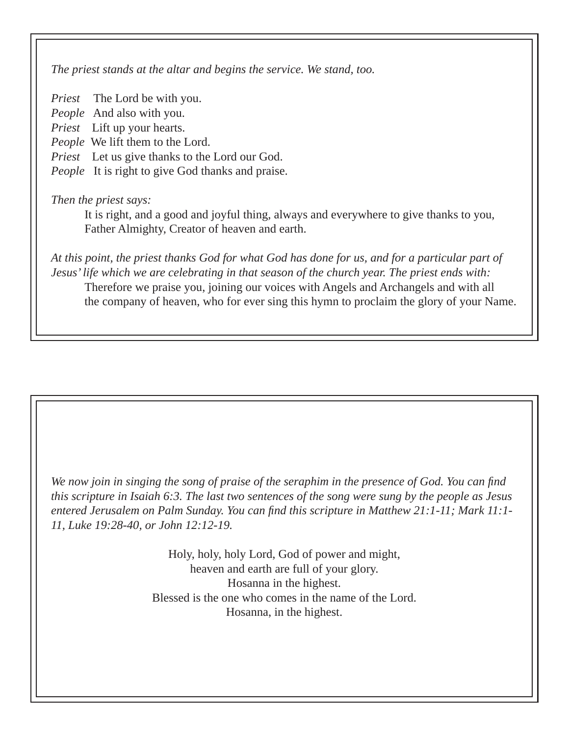*The priest stands at the altar and begins the service. We stand, too.*

*Priest* The Lord be with you.
*People* And also with you.
*Priest* Lift up your hearts.
*People* We lift them to the Lord.
*Priest* Let us give thanks to the Lord our God.
*People* It is right to give God thanks and praise.

*Then the priest says:*

> It is right, and a good and joyful thing, always and everywhere to give thanks to you, Father Almighty, Creator of heaven and earth.

*At this point, the priest thanks God for what God has done for us, and for a particular part of Jesus' life which we are celebrating in that season of the church year. The priest ends with:*

> Therefore we praise you, joining our voices with Angels and Archangels and with all the company of heaven, who for ever sing this hymn to proclaim the glory of your Name.

*We now join in singing the song of praise of the seraphim in the presence of God. You can find this scripture in Isaiah 6:3. The last two sentences of the song were sung by the people as Jesus entered Jerusalem on Palm Sunday. You can find this scripture in Matthew 21:1-11; Mark 11:1-11, Luke 19:28-40, or John 12:12-19.*

Holy, holy, holy Lord, God of power and might,
heaven and earth are full of your glory.
Hosanna in the highest.
Blessed is the one who comes in the name of the Lord.
Hosanna, in the highest.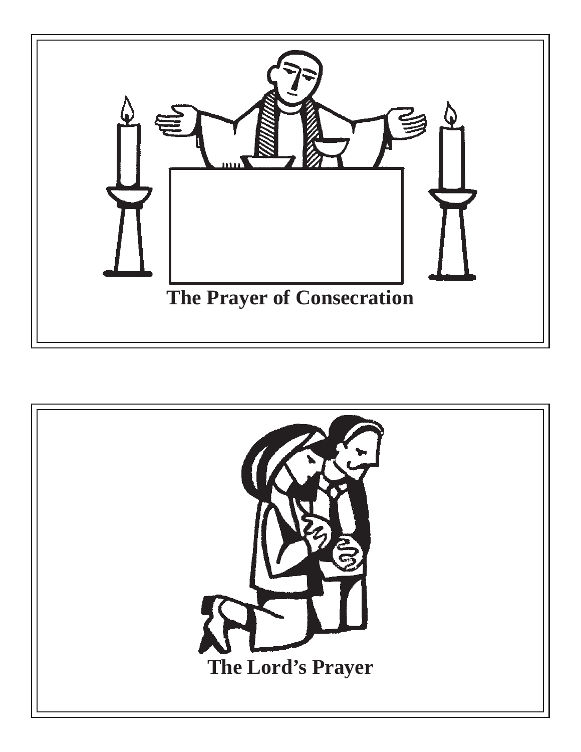**The Prayer of Consecration**

**The Lord's Prayer**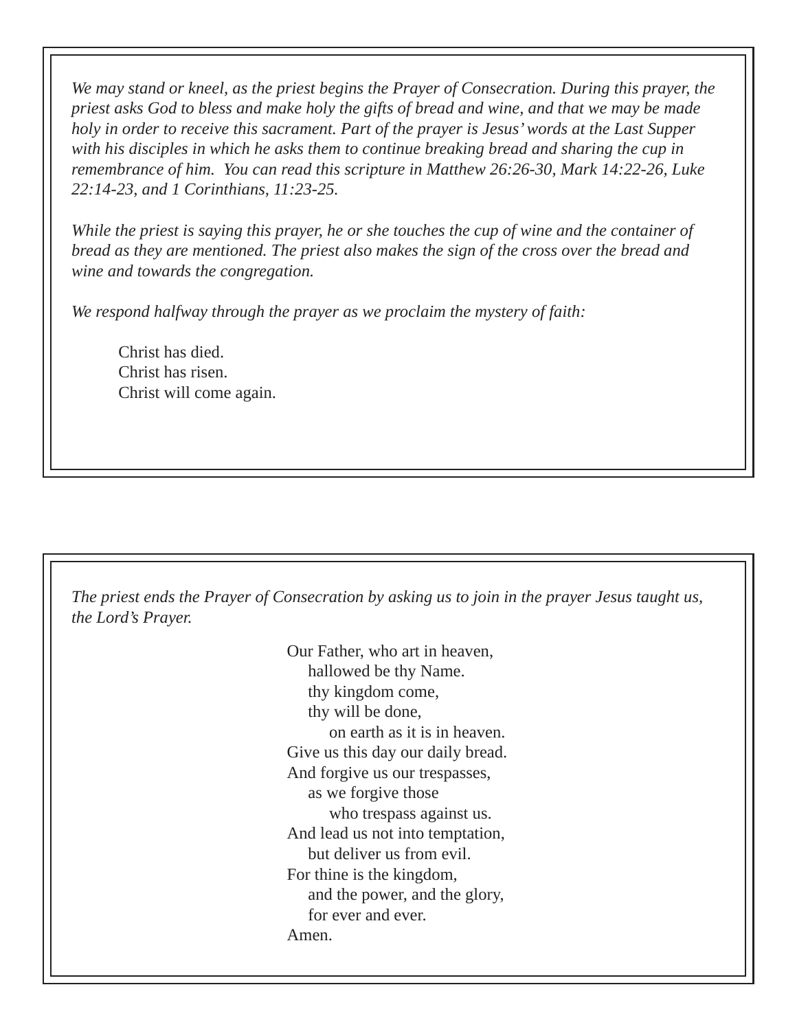*We may stand or kneel, as the priest begins the Prayer of Consecration. During this prayer, the priest asks God to bless and make holy the gifts of bread and wine, and that we may be made holy in order to receive this sacrament. Part of the prayer is Jesus' words at the Last Supper with his disciples in which he asks them to continue breaking bread and sharing the cup in remembrance of him. You can read this scripture in Matthew 26:26-30, Mark 14:22-26, Luke 22:14-23, and 1 Corinthians, 11:23-25.*

*While the priest is saying this prayer, he or she touches the cup of wine and the container of bread as they are mentioned. The priest also makes the sign of the cross over the bread and wine and towards the congregation.*

*We respond halfway through the prayer as we proclaim the mystery of faith:*

Christ has died.
Christ has risen.
Christ will come again.

*The priest ends the Prayer of Consecration by asking us to join in the prayer Jesus taught us, the Lord's Prayer.*

Our Father, who art in heaven,
  hallowed be thy Name.
  thy kingdom come,
  thy will be done,
    on earth as it is in heaven.
Give us this day our daily bread.
And forgive us our trespasses,
  as we forgive those
    who trespass against us.
And lead us not into temptation,
  but deliver us from evil.
For thine is the kingdom,
  and the power, and the glory,
  for ever and ever.
Amen.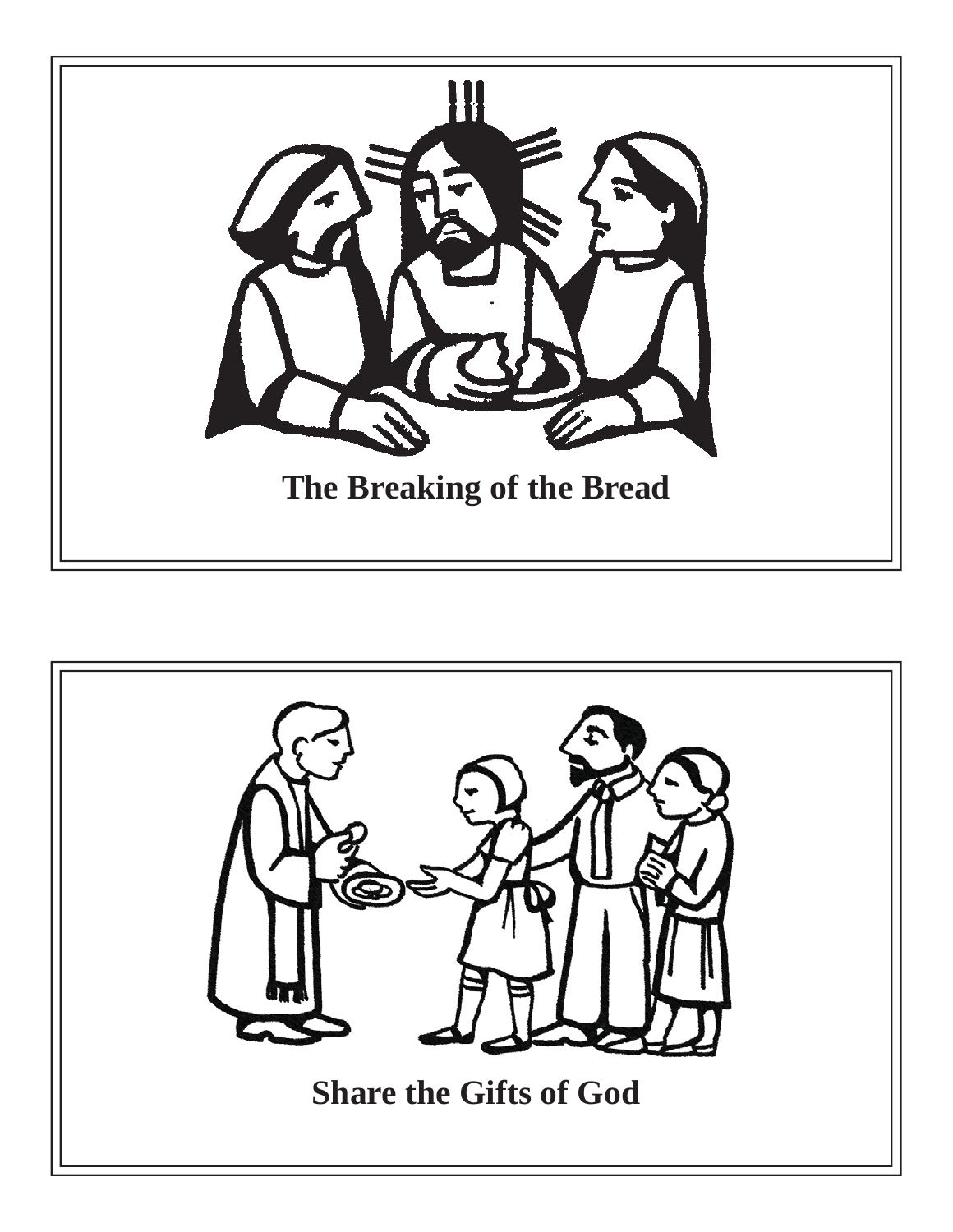**The Breaking of the Bread**

**Share the Gifts of God**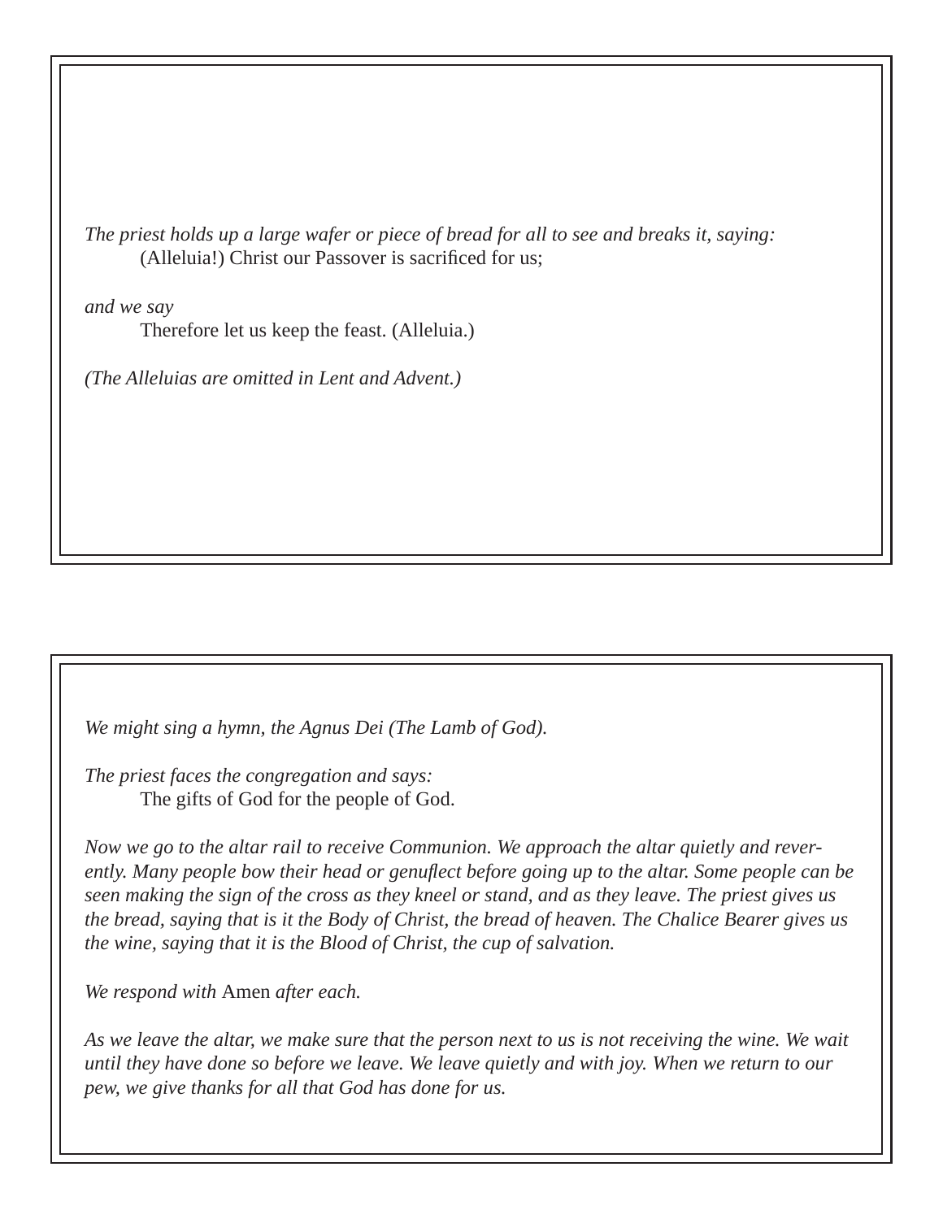*The priest holds up a large wafer or piece of bread for all to see and breaks it, saying:*

> (Alleluia!) Christ our Passover is sacrificed for us;

*and we say*

> Therefore let us keep the feast. (Alleluia.)

*(The Alleluias are omitted in Lent and Advent.)*

---

*We might sing a hymn, the Agnus Dei (The Lamb of God).*

*The priest faces the congregation and says:*

> The gifts of God for the people of God.

*Now we go to the altar rail to receive Communion. We approach the altar quietly and reverently. Many people bow their head or genuflect before going up to the altar. Some people can be seen making the sign of the cross as they kneel or stand, and as they leave. The priest gives us the bread, saying that is it the Body of Christ, the bread of heaven. The Chalice Bearer gives us the wine, saying that it is the Blood of Christ, the cup of salvation.*

*We respond with* Amen *after each.*

*As we leave the altar, we make sure that the person next to us is not receiving the wine. We wait until they have done so before we leave. We leave quietly and with joy. When we return to our pew, we give thanks for all that God has done for us.*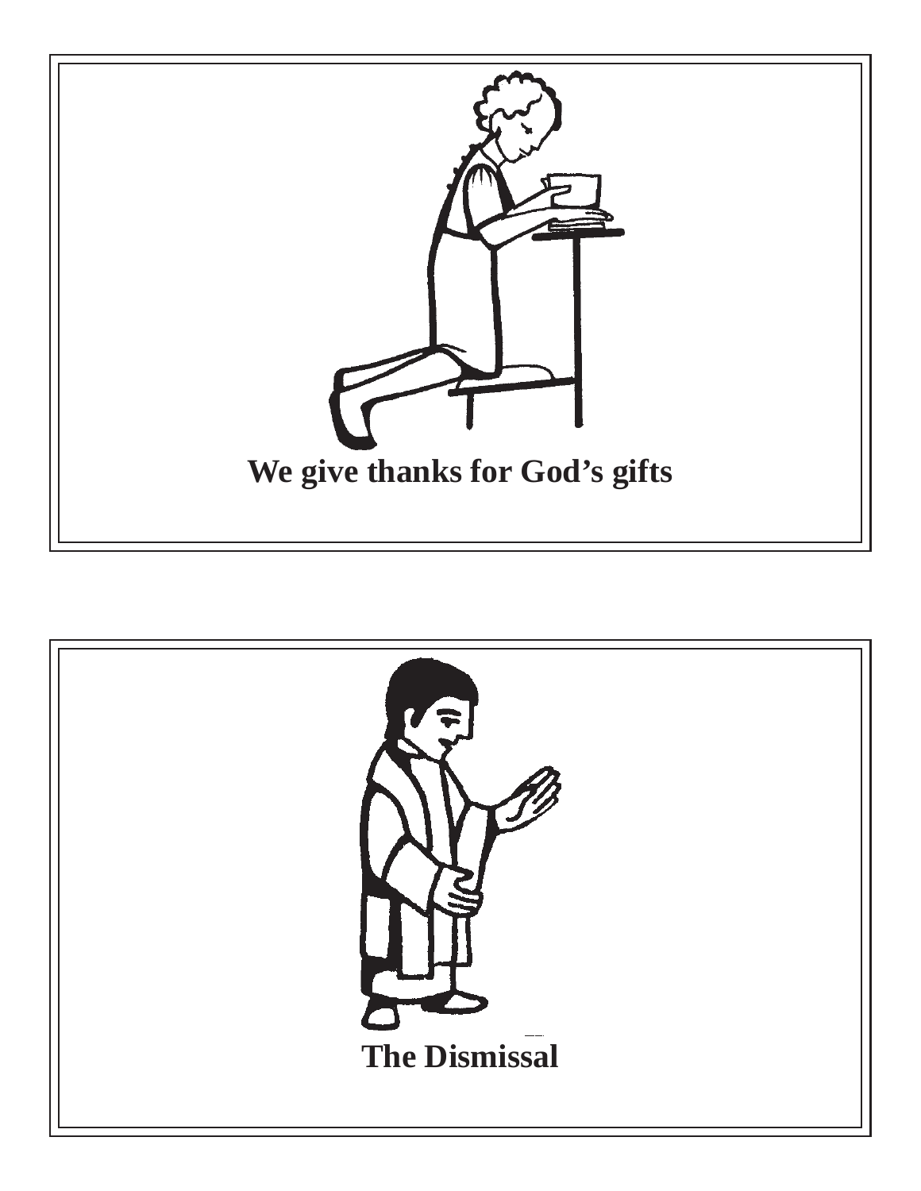**We give thanks for God's gifts**

**The Dismissal**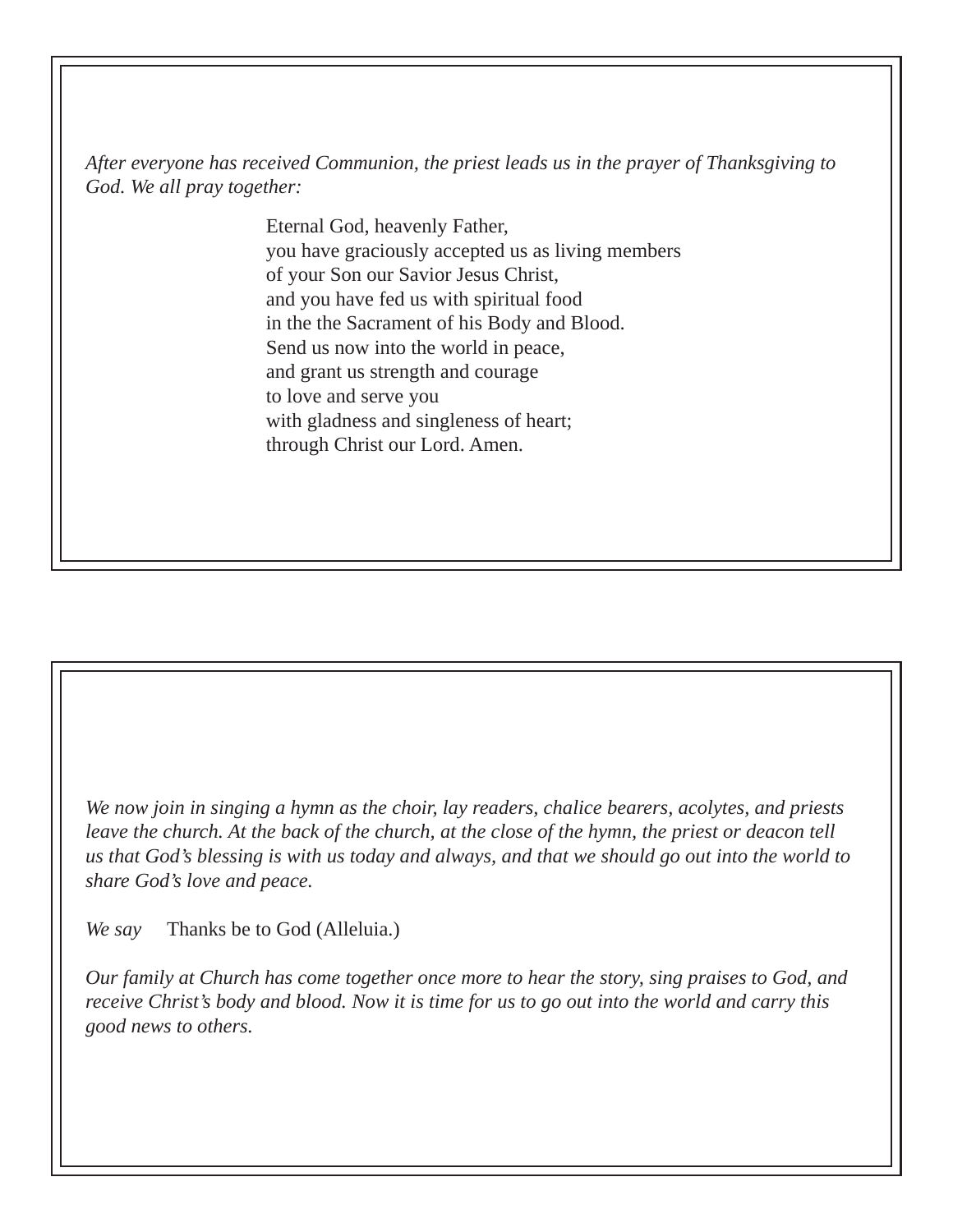*After everyone has received Communion, the priest leads us in the prayer of Thanksgiving to God. We all pray together:*

Eternal God, heavenly Father,
you have graciously accepted us as living members
of your Son our Savior Jesus Christ,
and you have fed us with spiritual food
in the the Sacrament of his Body and Blood.
Send us now into the world in peace,
and grant us strength and courage
to love and serve you
with gladness and singleness of heart;
through Christ our Lord. Amen.

*We now join in singing a hymn as the choir, lay readers, chalice bearers, acolytes, and priests leave the church. At the back of the church, at the close of the hymn, the priest or deacon tell us that God's blessing is with us today and always, and that we should go out into the world to share God's love and peace.*

*We say* Thanks be to God (Alleluia.)

*Our family at Church has come together once more to hear the story, sing praises to God, and receive Christ's body and blood. Now it is time for us to go out into the world and carry this good news to others.*